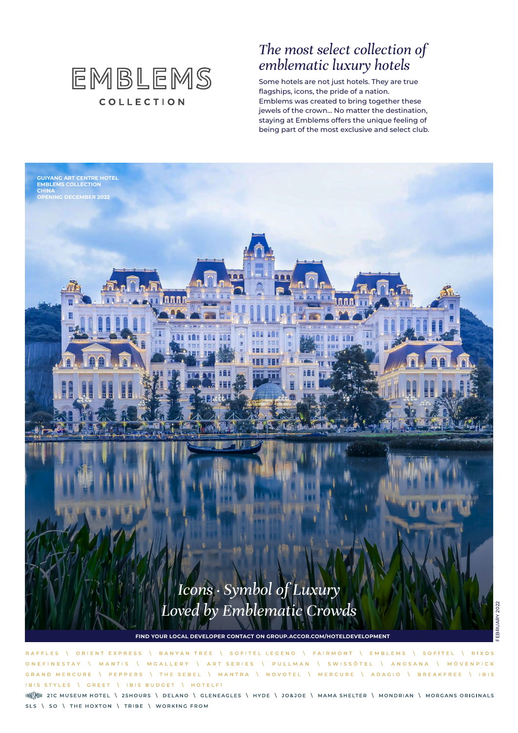# EMBLEMS

COLLECTION

## *The most select collection of emblematic luxury hotels*

Some hotels are not just hotels. They are true flagships, icons, the pride of a nation. Emblems was created to bring together these jewels of the crown... No matter the destination, staying at Emblems offers the unique feeling of being part of the most exclusive and select club.

**GUIYANG ART CENTRE HOTEL**
**EMBLEMS COLLECTION**
**CHINA**
**OPENING DECEMBER 2022**

*Icons · Symbol of Luxury*
*Loved by Emblematic Crowds*

**FIND YOUR LOCAL DEVELOPER CONTACT ON GROUP.ACCOR.COM/HOTELDEVELOPMENT**

FEBRUARY 2022

RAFFLES \ ORIENT EXPRESS \ BANYAN TREE \ SOFITEL LEGEND \ FAIRMONT \ EMBLEMS \ SOFITEL \ RIXOS ONEFINESTAY \ MANTIS \ MGALLERY \ ART SERIES \ PULLMAN \ SWISSÔTEL \ ANGSANA \ MÖVENPICK GRAND MERCURE \ PEPPERS \ THE SEBEL \ MANTRA \ NOVOTEL \ MERCURE \ ADAGIO \ BREAKFREE \ IBIS IBIS STYLES \ GREET \ IBIS BUDGET \ HOTELF1

ENNISMORE 21C MUSEUM HOTEL \ 25HOURS \ DELANO \ GLENEAGLES \ HYDE \ JO&JOE \ MAMA SHELTER \ MONDRIAN \ MORGANS ORIGINALS SLS \ SO \ THE HOXTON \ TRIBE \ WORKING FROM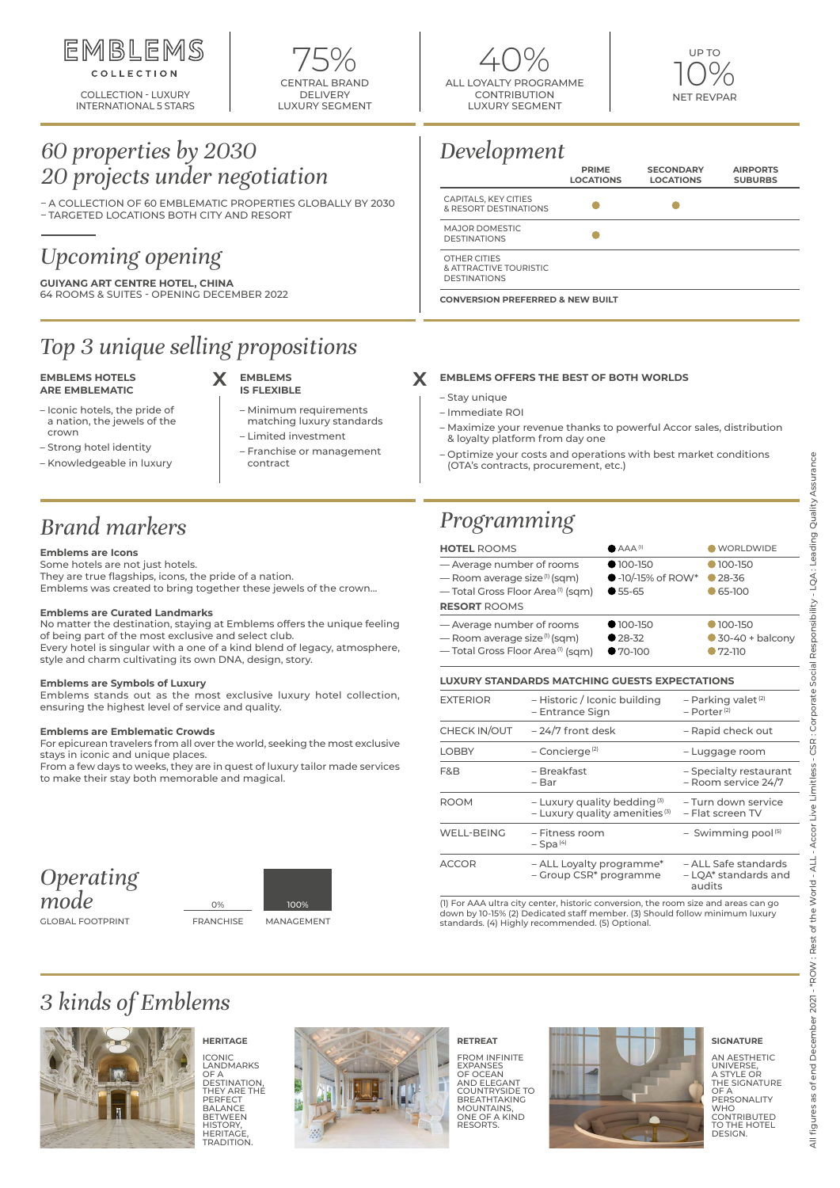# EMBLEMS
COLLECTION

COLLECTION - LUXURY INTERNATIONAL 5 STARS

75%
CENTRAL BRAND DELIVERY LUXURY SEGMENT

40%
ALL LOYALTY PROGRAMME CONTRIBUTION LUXURY SEGMENT

UP TO 10%
NET REVPAR

## *60 properties by 2030*
## *20 projects under negotiation*

– A COLLECTION OF 60 EMBLEMATIC PROPERTIES GLOBALLY BY 2030
– TARGETED LOCATIONS BOTH CITY AND RESORT

## *Upcoming opening*

**GUIYANG ART CENTRE HOTEL, CHINA**
64 ROOMS & SUITES - OPENING DECEMBER 2022

## *Development*

| | PRIME LOCATIONS | SECONDARY LOCATIONS | AIRPORTS SUBURBS |
|---|---|---|---|
| CAPITALS, KEY CITIES & RESORT DESTINATIONS | ● | ● | |
| MAJOR DOMESTIC DESTINATIONS | ● | | |
| OTHER CITIES & ATTRACTIVE TOURISTIC DESTINATIONS | | | |

**CONVERSION PREFERRED & NEW BUILT**

## *Top 3 unique selling propositions*

**EMBLEMS HOTELS ARE EMBLEMATIC**
- Iconic hotels, the pride of a nation, the jewels of the crown
- Strong hotel identity
- Knowledgeable in luxury

**X**

**EMBLEMS IS FLEXIBLE**
- Minimum requirements matching luxury standards
- Limited investment
- Franchise or management contract

**X**

**EMBLEMS OFFERS THE BEST OF BOTH WORLDS**
- Stay unique
- Immediate ROI
- Maximize your revenue thanks to powerful Accor sales, distribution & loyalty platform from day one
- Optimize your costs and operations with best market conditions (OTA's contracts, procurement, etc.)

## *Brand markers*

**Emblems are Icons**
Some hotels are not just hotels.
They are true flagships, icons, the pride of a nation.
Emblems was created to bring together these jewels of the crown...

**Emblems are Curated Landmarks**
No matter the destination, staying at Emblems offers the unique feeling of being part of the most exclusive and select club.
Every hotel is singular with a one of a kind blend of legacy, atmosphere, style and charm cultivating its own DNA, design, story.

**Emblems are Symbols of Luxury**
Emblems stands out as the most exclusive luxury hotel collection, ensuring the highest level of service and quality.

**Emblems are Emblematic Crowds**
For epicurean travelers from all over the world, seeking the most exclusive stays in iconic and unique places.
From a few days to weeks, they are in quest of luxury tailor made services to make their stay both memorable and magical.

## *Operating mode*

GLOBAL FOOTPRINT

0% FRANCHISE
100% MANAGEMENT

## *Programming*

| **HOTEL** ROOMS | AAA (1) | WORLDWIDE |
|---|---|---|
| — Average number of rooms | 100-150 | 100-150 |
| — Room average size (1) (sqm) | -10/-15% of ROW* | 28-36 |
| — Total Gross Floor Area (1) (sqm) | 55-65 | 65-100 |
| **RESORT** ROOMS | | |
| — Average number of rooms | 100-150 | 100-150 |
| — Room average size (1) (sqm) | 28-32 | 30-40 + balcony |
| — Total Gross Floor Area (1) (sqm) | 70-100 | 72-110 |

**LUXURY STANDARDS MATCHING GUESTS EXPECTATIONS**

| | | |
|---|---|---|
| EXTERIOR | – Historic / Iconic building<br>– Entrance Sign | – Parking valet (2)<br>– Porter (2) |
| CHECK IN/OUT | – 24/7 front desk | – Rapid check out |
| LOBBY | – Concierge (2) | – Luggage room |
| F&B | – Breakfast<br>– Bar | – Specialty restaurant<br>– Room service 24/7 |
| ROOM | – Luxury quality bedding (3)<br>– Luxury quality amenities (3) | – Turn down service<br>– Flat screen TV |
| WELL-BEING | – Fitness room<br>– Spa (4) | – Swimming pool (5) |
| ACCOR | – ALL Loyalty programme*<br>– Group CSR* programme | – ALL Safe standards<br>– LQA* standards and audits |

(1) For AAA ultra city center, historic conversion, the room size and areas can go down by 10-15% (2) Dedicated staff member. (3) Should follow minimum luxury standards. (4) Highly recommended. (5) Optional.

## *3 kinds of Emblems*

**HERITAGE**
ICONIC LANDMARKS OF A DESTINATION, THEY ARE THE PERFECT BALANCE BETWEEN HISTORY, HERITAGE, TRADITION.

**RETREAT**
FROM INFINITE EXPANSES OF OCEAN AND ELEGANT COUNTRYSIDE TO BREATHTAKING MOUNTAINS, ONE OF A KIND RESORTS.

**SIGNATURE**
AN AESTHETIC UNIVERSE, A STYLE OR THE SIGNATURE OF A PERSONALITY WHO CONTRIBUTED TO THE HOTEL DESIGN.

All figures as of end December 2021 - *ROW : Rest of the World - ALL - Accor Live Limitless - CSR : Corporate Social Responsibility - LQA : Leading Quality Assurance